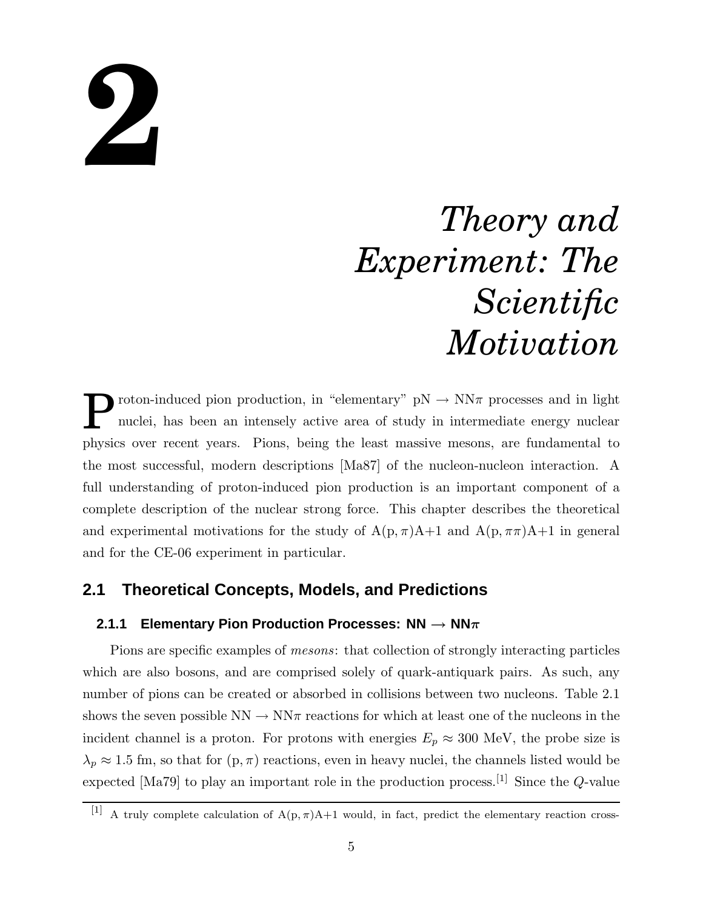# 2

# *Theory and Experiment: The Scientific Motivation*

Proton-induced pion production, in "elementary" pN $\rightarrow$ NN$\pi$ processes and in light nuclei, has been an intensely active area of study in intermediate energy nuclear physics over recent years. Pions, being the least massive mesons, are fundamental to the most successful, modern descriptions [Ma87] of the nucleon-nucleon interaction. A full understanding of proton-induced pion production is an important component of a complete description of the nuclear strong force. This chapter describes the theoretical and experimental motivations for the study of A$(\text{p}, \pi)$A+1 and A$(\text{p}, \pi\pi)$A+1 in general and for the CE-06 experiment in particular.

## 2.1 Theoretical Concepts, Models, and Predictions

### 2.1.1 Elementary Pion Production Processes: NN $\rightarrow$ NN$\pi$

Pions are specific examples of *mesons*: that collection of strongly interacting particles which are also bosons, and are comprised solely of quark-antiquark pairs. As such, any number of pions can be created or absorbed in collisions between two nucleons. Table 2.1 shows the seven possible NN $\rightarrow$ NN$\pi$ reactions for which at least one of the nucleons in the incident channel is a proton. For protons with energies $E_p \approx 300$ MeV, the probe size is $\lambda_p \approx 1.5$ fm, so that for $(\text{p}, \pi)$ reactions, even in heavy nuclei, the channels listed would be expected [Ma79] to play an important role in the production process.[1] Since the $Q$-value

[1] A truly complete calculation of A$(\text{p}, \pi)$A+1 would, in fact, predict the elementary reaction cross-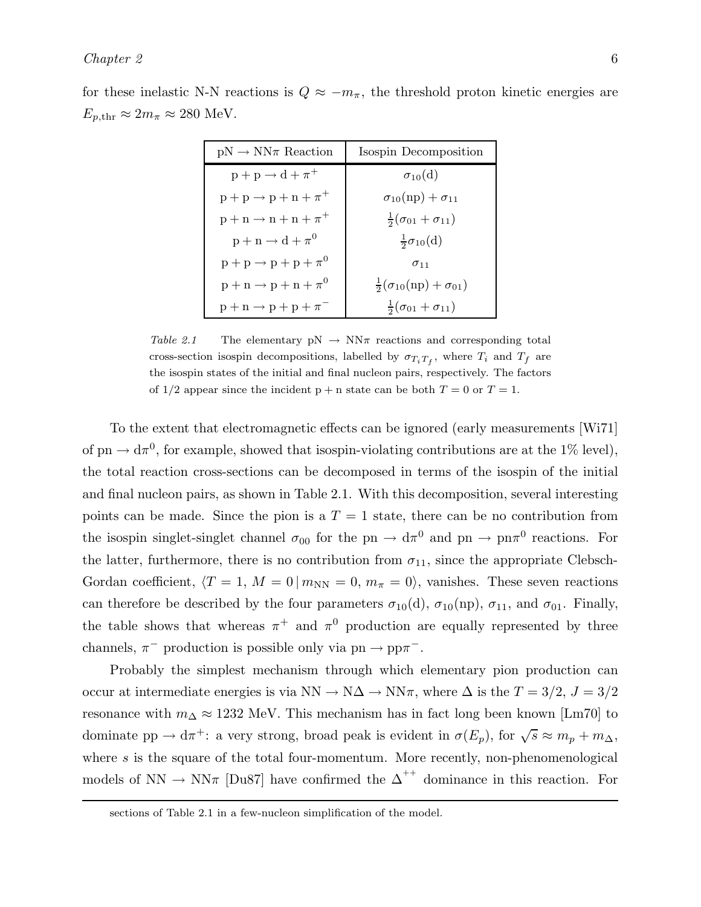for these inelastic N-N reactions is $Q \approx -m_\pi$, the threshold proton kinetic energies are $E_{p,\mathrm{thr}} \approx 2m_\pi \approx 280$ MeV.

| $\mathrm{pN} \rightarrow \mathrm{NN}\pi$ Reaction | Isospin Decomposition |
| --- | --- |
| $\mathrm{p+p \rightarrow d + \pi^+}$ | $\sigma_{10}(\mathrm{d})$ |
| $\mathrm{p+p \rightarrow p+n+\pi^+}$ | $\sigma_{10}(\mathrm{np}) + \sigma_{11}$ |
| $\mathrm{p+n \rightarrow n+n+\pi^+}$ | $\frac{1}{2}(\sigma_{01} + \sigma_{11})$ |
| $\mathrm{p+n \rightarrow d + \pi^0}$ | $\frac{1}{2}\sigma_{10}(\mathrm{d})$ |
| $\mathrm{p+p \rightarrow p+p+\pi^0}$ | $\sigma_{11}$ |
| $\mathrm{p+n \rightarrow p+n+\pi^0}$ | $\frac{1}{2}(\sigma_{10}(\mathrm{np}) + \sigma_{01})$ |
| $\mathrm{p+n \rightarrow p+p+\pi^-}$ | $\frac{1}{2}(\sigma_{01} + \sigma_{11})$ |

*Table 2.1* The elementary $\mathrm{pN} \rightarrow \mathrm{NN}\pi$ reactions and corresponding total cross-section isospin decompositions, labelled by $\sigma_{T_i T_f}$, where $T_i$ and $T_f$ are the isospin states of the initial and final nucleon pairs, respectively. The factors of 1/2 appear since the incident $\mathrm{p+n}$ state can be both $T = 0$ or $T = 1$.

To the extent that electromagnetic effects can be ignored (early measurements [Wi71] of $\mathrm{pn} \rightarrow \mathrm{d}\pi^0$, for example, showed that isospin-violating contributions are at the 1% level), the total reaction cross-sections can be decomposed in terms of the isospin of the initial and final nucleon pairs, as shown in Table 2.1. With this decomposition, several interesting points can be made. Since the pion is a $T = 1$ state, there can be no contribution from the isospin singlet-singlet channel $\sigma_{00}$ for the $\mathrm{pn} \rightarrow \mathrm{d}\pi^0$ and $\mathrm{pn} \rightarrow \mathrm{pn}\pi^0$ reactions. For the latter, furthermore, there is no contribution from $\sigma_{11}$, since the appropriate Clebsch-Gordan coefficient, $\langle T = 1,\, M = 0 \,|\, m_{\mathrm{NN}} = 0,\, m_\pi = 0\rangle$, vanishes. These seven reactions can therefore be described by the four parameters $\sigma_{10}(\mathrm{d})$, $\sigma_{10}(\mathrm{np})$, $\sigma_{11}$, and $\sigma_{01}$. Finally, the table shows that whereas $\pi^+$ and $\pi^0$ production are equally represented by three channels, $\pi^-$ production is possible only via $\mathrm{pn} \rightarrow \mathrm{pp}\pi^-$.

Probably the simplest mechanism through which elementary pion production can occur at intermediate energies is via $\mathrm{NN} \rightarrow \mathrm{N}\Delta \rightarrow \mathrm{NN}\pi$, where $\Delta$ is the $T = 3/2$, $J = 3/2$ resonance with $m_\Delta \approx 1232$ MeV. This mechanism has in fact long been known [Lm70] to dominate $\mathrm{pp} \rightarrow \mathrm{d}\pi^+$: a very strong, broad peak is evident in $\sigma(E_p)$, for $\sqrt{s} \approx m_p + m_\Delta$, where $s$ is the square of the total four-momentum. More recently, non-phenomenological models of $\mathrm{NN} \rightarrow \mathrm{NN}\pi$ [Du87] have confirmed the $\Delta^{++}$ dominance in this reaction. For

sections of Table 2.1 in a few-nucleon simplification of the model.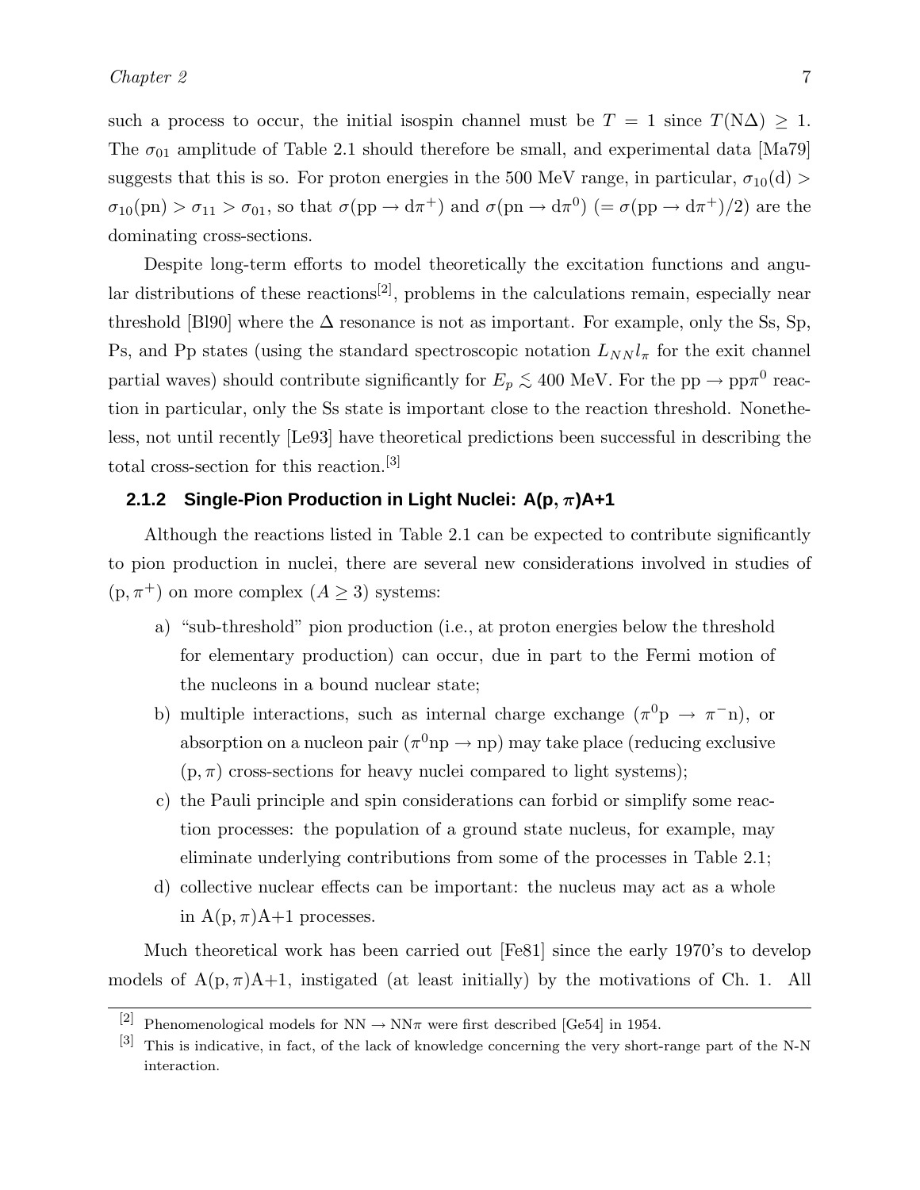such a process to occur, the initial isospin channel must be $T = 1$ since $T(\mathrm{N}\Delta) \geq 1$. The $\sigma_{01}$ amplitude of Table 2.1 should therefore be small, and experimental data [Ma79] suggests that this is so. For proton energies in the 500 MeV range, in particular, $\sigma_{10}(\mathrm{d}) > \sigma_{10}(\mathrm{pn}) > \sigma_{11} > \sigma_{01}$, so that $\sigma(\mathrm{pp} \to \mathrm{d}\pi^+)$ and $\sigma(\mathrm{pn} \to \mathrm{d}\pi^0)$ $(= \sigma(\mathrm{pp} \to \mathrm{d}\pi^+)/2)$ are the dominating cross-sections.

Despite long-term efforts to model theoretically the excitation functions and angular distributions of these reactions[2], problems in the calculations remain, especially near threshold [Bl90] where the $\Delta$ resonance is not as important. For example, only the Ss, Sp, Ps, and Pp states (using the standard spectroscopic notation $L_{NN} l_\pi$ for the exit channel partial waves) should contribute significantly for $E_p \lesssim 400$ MeV. For the $\mathrm{pp} \to \mathrm{pp}\pi^0$ reaction in particular, only the Ss state is important close to the reaction threshold. Nonetheless, not until recently [Le93] have theoretical predictions been successful in describing the total cross-section for this reaction.[3]

### 2.1.2 Single-Pion Production in Light Nuclei: A(p, $\pi$)A+1

Although the reactions listed in Table 2.1 can be expected to contribute significantly to pion production in nuclei, there are several new considerations involved in studies of $(\mathrm{p}, \pi^+)$ on more complex $(A \geq 3)$ systems:

a) "sub-threshold" pion production (i.e., at proton energies below the threshold for elementary production) can occur, due in part to the Fermi motion of the nucleons in a bound nuclear state;

b) multiple interactions, such as internal charge exchange $(\pi^0\mathrm{p} \to \pi^-\mathrm{n})$, or absorption on a nucleon pair $(\pi^0\mathrm{np} \to \mathrm{np})$ may take place (reducing exclusive $(\mathrm{p}, \pi)$ cross-sections for heavy nuclei compared to light systems);

c) the Pauli principle and spin considerations can forbid or simplify some reaction processes: the population of a ground state nucleus, for example, may eliminate underlying contributions from some of the processes in Table 2.1;

d) collective nuclear effects can be important: the nucleus may act as a whole in $\mathrm{A}(\mathrm{p}, \pi)\mathrm{A}+1$ processes.

Much theoretical work has been carried out [Fe81] since the early 1970's to develop models of $\mathrm{A}(\mathrm{p}, \pi)\mathrm{A}+1$, instigated (at least initially) by the motivations of Ch. 1. All

---

[2] Phenomenological models for $\mathrm{NN} \to \mathrm{NN}\pi$ were first described [Ge54] in 1954.

[3] This is indicative, in fact, of the lack of knowledge concerning the very short-range part of the N-N interaction.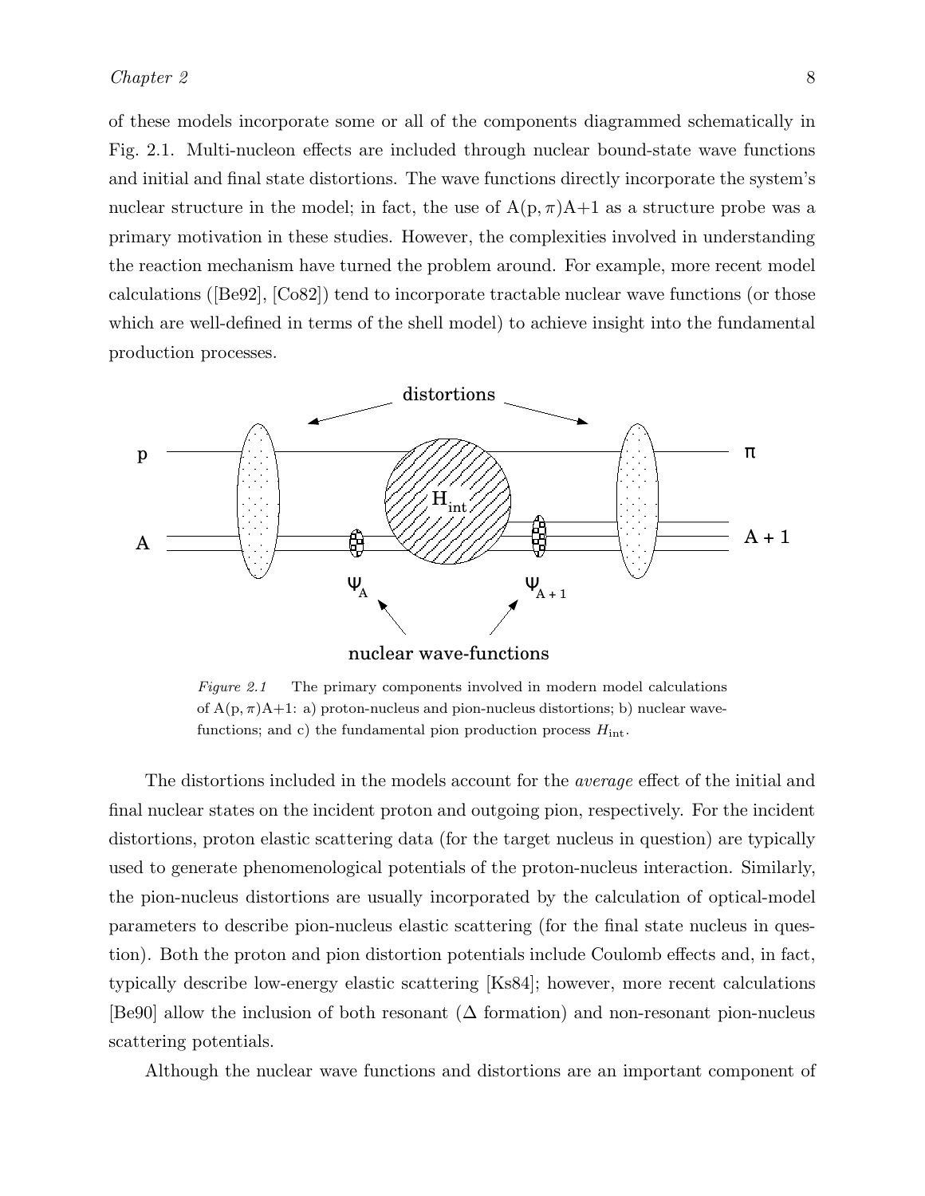of these models incorporate some or all of the components diagrammed schematically in Fig. 2.1. Multi-nucleon effects are included through nuclear bound-state wave functions and initial and final state distortions. The wave functions directly incorporate the system's nuclear structure in the model; in fact, the use of A(p, $\pi$)A+1 as a structure probe was a primary motivation in these studies. However, the complexities involved in understanding the reaction mechanism have turned the problem around. For example, more recent model calculations ([Be92], [Co82]) tend to incorporate tractable nuclear wave functions (or those which are well-defined in terms of the shell model) to achieve insight into the fundamental production processes.

*Figure 2.1* The primary components involved in modern model calculations of A(p, $\pi$)A+1: a) proton-nucleus and pion-nucleus distortions; b) nuclear wave-functions; and c) the fundamental pion production process $H_{\text{int}}$.

The distortions included in the models account for the *average* effect of the initial and final nuclear states on the incident proton and outgoing pion, respectively. For the incident distortions, proton elastic scattering data (for the target nucleus in question) are typically used to generate phenomenological potentials of the proton-nucleus interaction. Similarly, the pion-nucleus distortions are usually incorporated by the calculation of optical-model parameters to describe pion-nucleus elastic scattering (for the final state nucleus in question). Both the proton and pion distortion potentials include Coulomb effects and, in fact, typically describe low-energy elastic scattering [Ks84]; however, more recent calculations [Be90] allow the inclusion of both resonant ($\Delta$ formation) and non-resonant pion-nucleus scattering potentials.

Although the nuclear wave functions and distortions are an important component of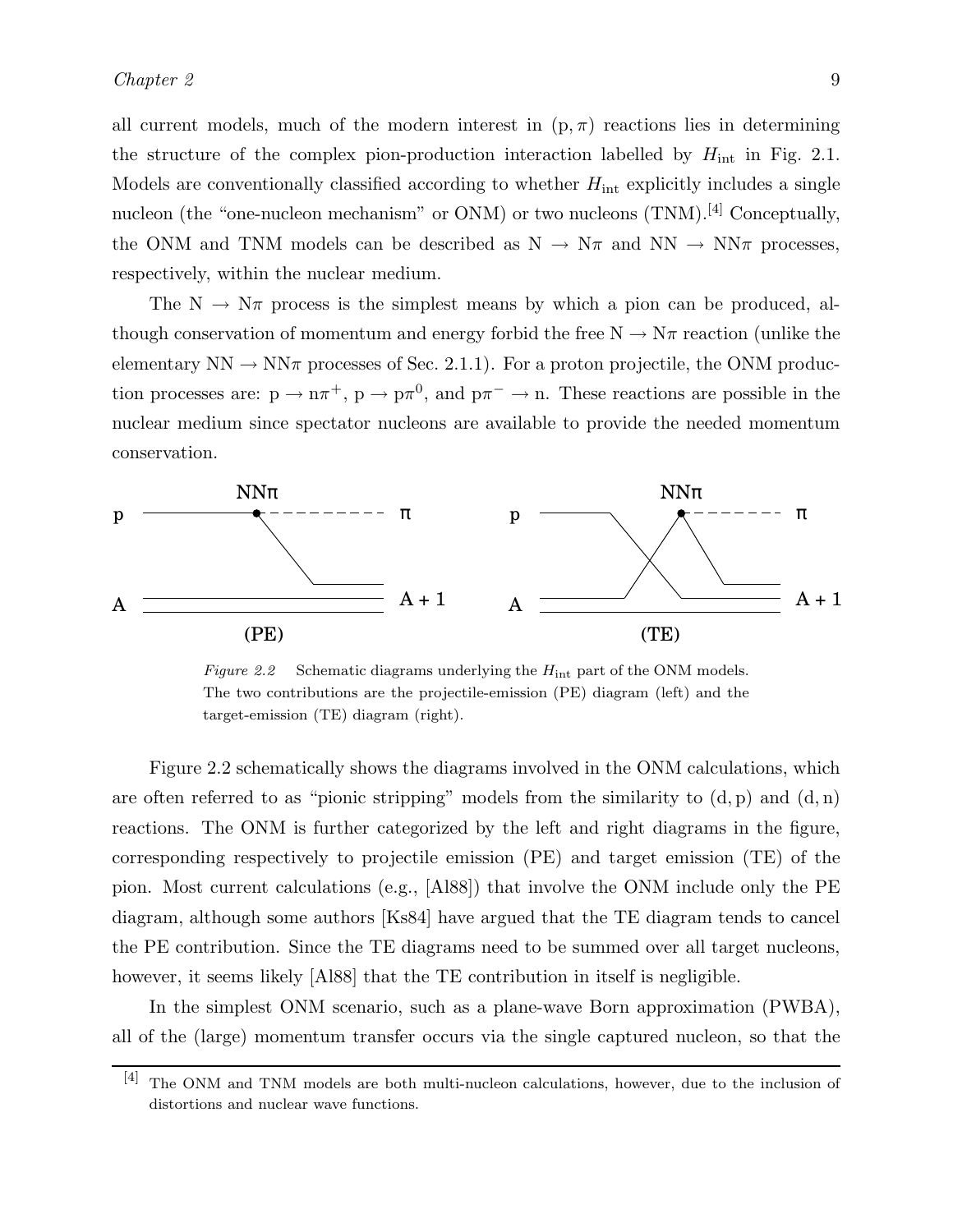all current models, much of the modern interest in $(\mathrm{p}, \pi)$ reactions lies in determining the structure of the complex pion-production interaction labelled by $H_{\mathrm{int}}$ in Fig. 2.1. Models are conventionally classified according to whether $H_{\mathrm{int}}$ explicitly includes a single nucleon (the "one-nucleon mechanism" or ONM) or two nucleons (TNM).[4] Conceptually, the ONM and TNM models can be described as $\mathrm{N} \to \mathrm{N}\pi$ and $\mathrm{NN} \to \mathrm{NN}\pi$ processes, respectively, within the nuclear medium.

The $\mathrm{N} \to \mathrm{N}\pi$ process is the simplest means by which a pion can be produced, although conservation of momentum and energy forbid the free $\mathrm{N} \to \mathrm{N}\pi$ reaction (unlike the elementary $\mathrm{NN} \to \mathrm{NN}\pi$ processes of Sec. 2.1.1). For a proton projectile, the ONM production processes are: $\mathrm{p} \to \mathrm{n}\pi^+$, $\mathrm{p} \to \mathrm{p}\pi^0$, and $\mathrm{p}\pi^- \to \mathrm{n}$. These reactions are possible in the nuclear medium since spectator nucleons are available to provide the needed momentum conservation.

*Figure 2.2* Schematic diagrams underlying the $H_{\mathrm{int}}$ part of the ONM models. The two contributions are the projectile-emission (PE) diagram (left) and the target-emission (TE) diagram (right).

Figure 2.2 schematically shows the diagrams involved in the ONM calculations, which are often referred to as "pionic stripping" models from the similarity to $(\mathrm{d}, \mathrm{p})$ and $(\mathrm{d}, \mathrm{n})$ reactions. The ONM is further categorized by the left and right diagrams in the figure, corresponding respectively to projectile emission (PE) and target emission (TE) of the pion. Most current calculations (e.g., [Al88]) that involve the ONM include only the PE diagram, although some authors [Ks84] have argued that the TE diagram tends to cancel the PE contribution. Since the TE diagrams need to be summed over all target nucleons, however, it seems likely [Al88] that the TE contribution in itself is negligible.

In the simplest ONM scenario, such as a plane-wave Born approximation (PWBA), all of the (large) momentum transfer occurs via the single captured nucleon, so that the

[4] The ONM and TNM models are both multi-nucleon calculations, however, due to the inclusion of distortions and nuclear wave functions.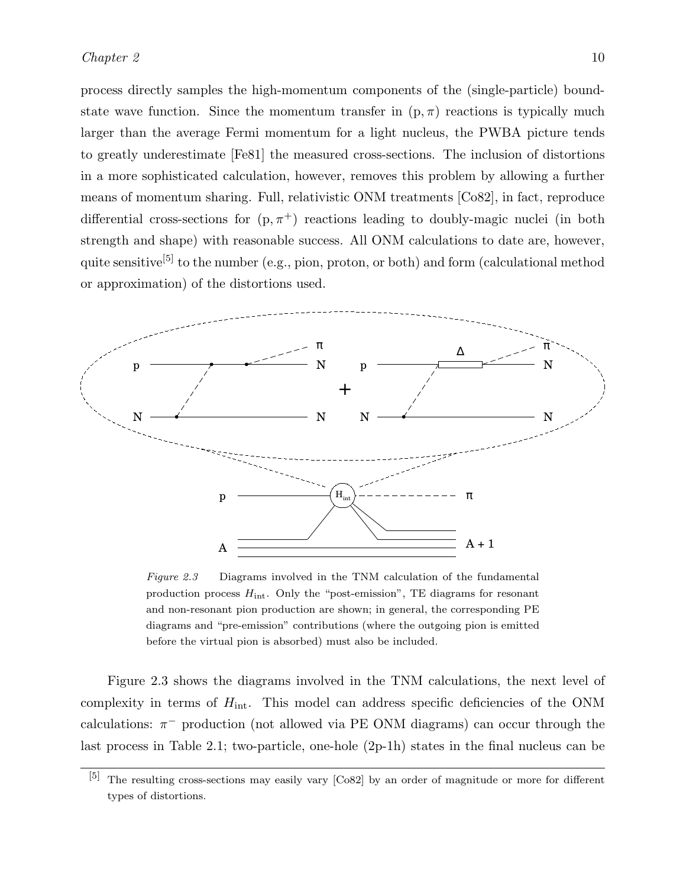process directly samples the high-momentum components of the (single-particle) bound-state wave function. Since the momentum transfer in $(\mathrm{p}, \pi)$ reactions is typically much larger than the average Fermi momentum for a light nucleus, the PWBA picture tends to greatly underestimate [Fe81] the measured cross-sections. The inclusion of distortions in a more sophisticated calculation, however, removes this problem by allowing a further means of momentum sharing. Full, relativistic ONM treatments [Co82], in fact, reproduce differential cross-sections for $(\mathrm{p}, \pi^+)$ reactions leading to doubly-magic nuclei (in both strength and shape) with reasonable success. All ONM calculations to date are, however, quite sensitive[5] to the number (e.g., pion, proton, or both) and form (calculational method or approximation) of the distortions used.

*Figure 2.3* Diagrams involved in the TNM calculation of the fundamental production process $H_{\text{int}}$. Only the "post-emission", TE diagrams for resonant and non-resonant pion production are shown; in general, the corresponding PE diagrams and "pre-emission" contributions (where the outgoing pion is emitted before the virtual pion is absorbed) must also be included.

Figure 2.3 shows the diagrams involved in the TNM calculations, the next level of complexity in terms of $H_{\text{int}}$. This model can address specific deficiencies of the ONM calculations: $\pi^-$ production (not allowed via PE ONM diagrams) can occur through the last process in Table 2.1; two-particle, one-hole (2p-1h) states in the final nucleus can be

[5] The resulting cross-sections may easily vary [Co82] by an order of magnitude or more for different types of distortions.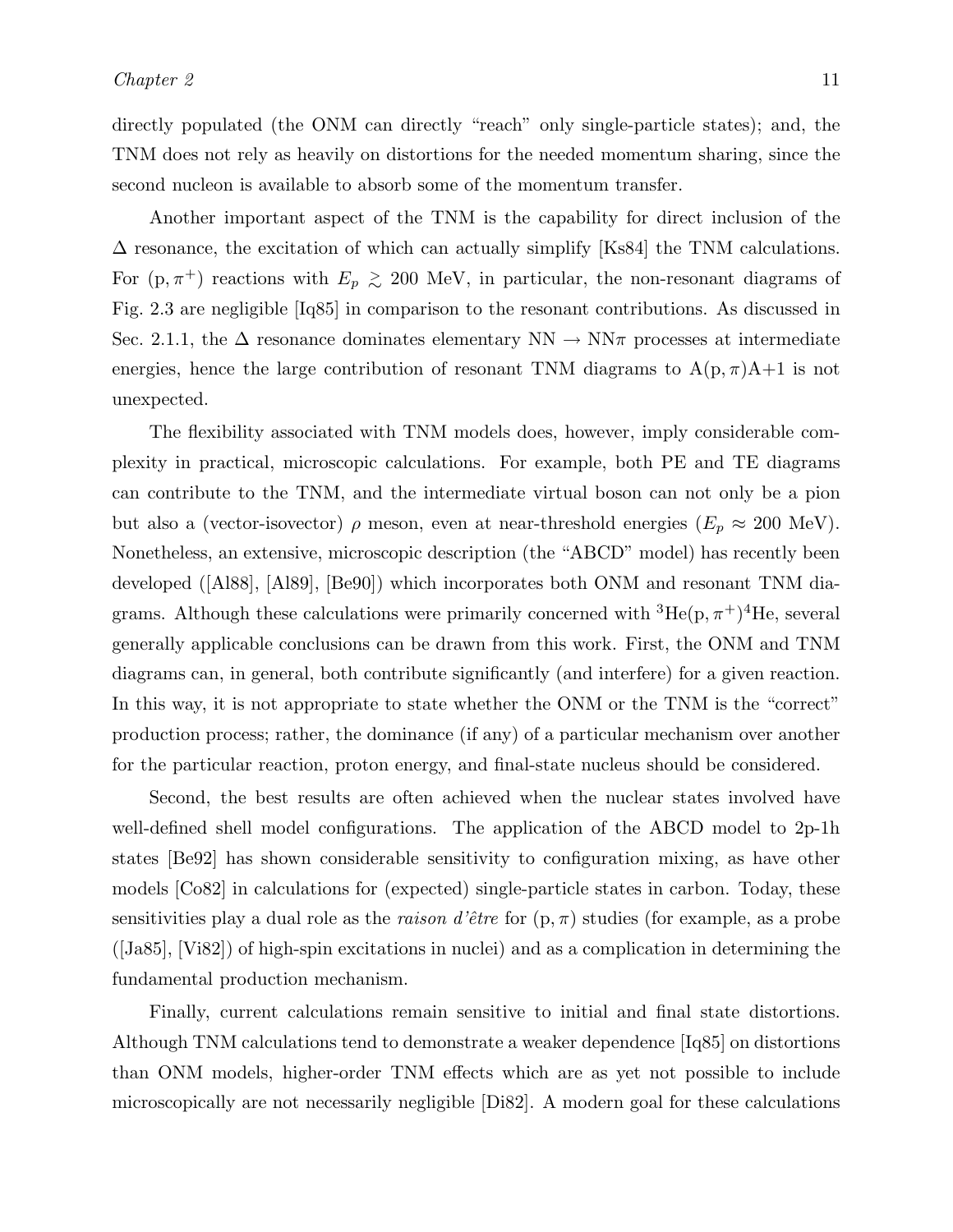directly populated (the ONM can directly "reach" only single-particle states); and, the TNM does not rely as heavily on distortions for the needed momentum sharing, since the second nucleon is available to absorb some of the momentum transfer.

Another important aspect of the TNM is the capability for direct inclusion of the $\Delta$ resonance, the excitation of which can actually simplify [Ks84] the TNM calculations. For $(\mathrm{p}, \pi^+)$ reactions with $E_p \gtrsim 200$ MeV, in particular, the non-resonant diagrams of Fig. 2.3 are negligible [Iq85] in comparison to the resonant contributions. As discussed in Sec. 2.1.1, the $\Delta$ resonance dominates elementary $\mathrm{NN} \rightarrow \mathrm{NN}\pi$ processes at intermediate energies, hence the large contribution of resonant TNM diagrams to $\mathrm{A}(\mathrm{p}, \pi)\mathrm{A}{+}1$ is not unexpected.

The flexibility associated with TNM models does, however, imply considerable complexity in practical, microscopic calculations. For example, both PE and TE diagrams can contribute to the TNM, and the intermediate virtual boson can not only be a pion but also a (vector-isovector) $\rho$ meson, even at near-threshold energies ($E_p \approx 200$ MeV). Nonetheless, an extensive, microscopic description (the "ABCD" model) has recently been developed ([Al88], [Al89], [Be90]) which incorporates both ONM and resonant TNM diagrams. Although these calculations were primarily concerned with $^3\mathrm{He}(\mathrm{p}, \pi^+)^4\mathrm{He}$, several generally applicable conclusions can be drawn from this work. First, the ONM and TNM diagrams can, in general, both contribute significantly (and interfere) for a given reaction. In this way, it is not appropriate to state whether the ONM or the TNM is the "correct" production process; rather, the dominance (if any) of a particular mechanism over another for the particular reaction, proton energy, and final-state nucleus should be considered.

Second, the best results are often achieved when the nuclear states involved have well-defined shell model configurations. The application of the ABCD model to 2p-1h states [Be92] has shown considerable sensitivity to configuration mixing, as have other models [Co82] in calculations for (expected) single-particle states in carbon. Today, these sensitivities play a dual role as the *raison d'être* for $(\mathrm{p}, \pi)$ studies (for example, as a probe ([Ja85], [Vi82]) of high-spin excitations in nuclei) and as a complication in determining the fundamental production mechanism.

Finally, current calculations remain sensitive to initial and final state distortions. Although TNM calculations tend to demonstrate a weaker dependence [Iq85] on distortions than ONM models, higher-order TNM effects which are as yet not possible to include microscopically are not necessarily negligible [Di82]. A modern goal for these calculations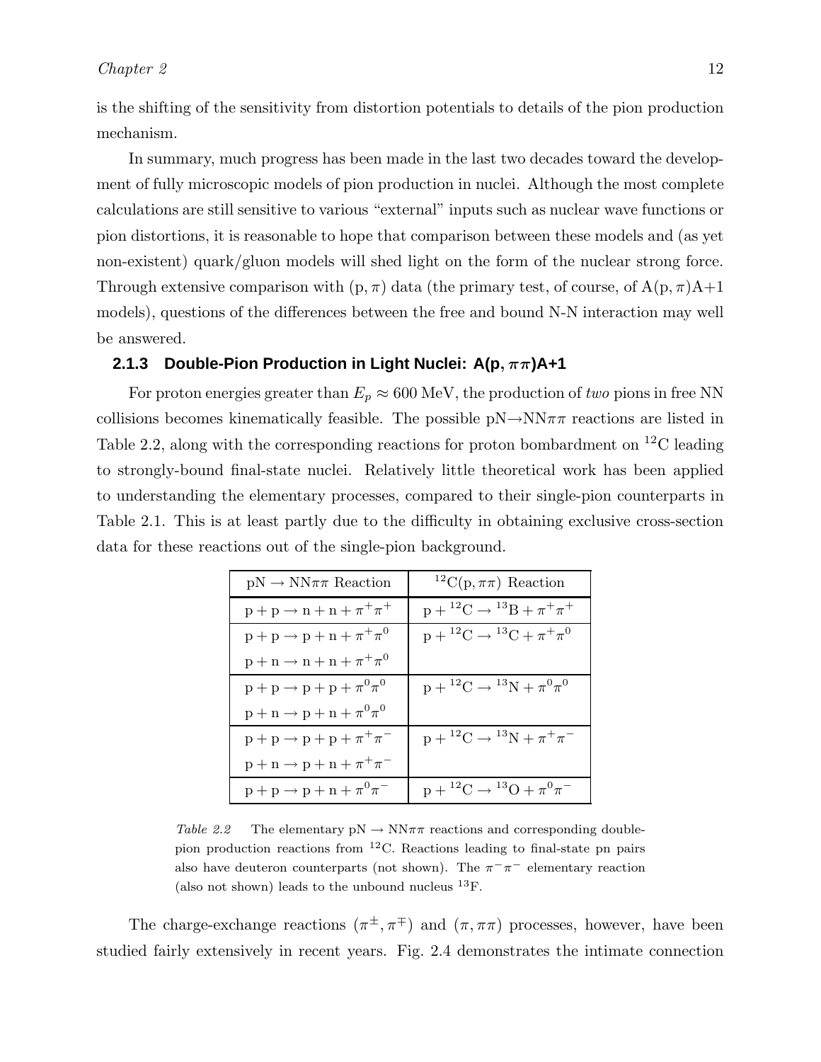is the shifting of the sensitivity from distortion potentials to details of the pion production mechanism.

In summary, much progress has been made in the last two decades toward the development of fully microscopic models of pion production in nuclei. Although the most complete calculations are still sensitive to various "external" inputs such as nuclear wave functions or pion distortions, it is reasonable to hope that comparison between these models and (as yet non-existent) quark/gluon models will shed light on the form of the nuclear strong force. Through extensive comparison with $(\mathrm{p}, \pi)$ data (the primary test, of course, of $\mathrm{A}(\mathrm{p}, \pi)\mathrm{A}{+}1$ models), questions of the differences between the free and bound N-N interaction may well be answered.

### 2.1.3 Double-Pion Production in Light Nuclei: $\mathrm{A}(\mathrm{p}, \pi\pi)\mathrm{A}{+}1$

For proton energies greater than $E_p \approx 600$ MeV, the production of *two* pions in free NN collisions becomes kinematically feasible. The possible $\mathrm{pN} \rightarrow \mathrm{NN}\pi\pi$ reactions are listed in Table 2.2, along with the corresponding reactions for proton bombardment on $^{12}\mathrm{C}$ leading to strongly-bound final-state nuclei. Relatively little theoretical work has been applied to understanding the elementary processes, compared to their single-pion counterparts in Table 2.1. This is at least partly due to the difficulty in obtaining exclusive cross-section data for these reactions out of the single-pion background.

| $\mathrm{pN} \rightarrow \mathrm{NN}\pi\pi$ Reaction | $^{12}\mathrm{C}(\mathrm{p}, \pi\pi)$ Reaction |
|---|---|
| $\mathrm{p} + \mathrm{p} \rightarrow \mathrm{n} + \mathrm{n} + \pi^+\pi^+$ | $\mathrm{p} + {}^{12}\mathrm{C} \rightarrow {}^{13}\mathrm{B} + \pi^+\pi^+$ |
| $\mathrm{p} + \mathrm{p} \rightarrow \mathrm{p} + \mathrm{n} + \pi^+\pi^0$ | $\mathrm{p} + {}^{12}\mathrm{C} \rightarrow {}^{13}\mathrm{C} + \pi^+\pi^0$ |
| $\mathrm{p} + \mathrm{n} \rightarrow \mathrm{n} + \mathrm{n} + \pi^+\pi^0$ | |
| $\mathrm{p} + \mathrm{p} \rightarrow \mathrm{p} + \mathrm{p} + \pi^0\pi^0$ | $\mathrm{p} + {}^{12}\mathrm{C} \rightarrow {}^{13}\mathrm{N} + \pi^0\pi^0$ |
| $\mathrm{p} + \mathrm{n} \rightarrow \mathrm{p} + \mathrm{n} + \pi^0\pi^0$ | |
| $\mathrm{p} + \mathrm{p} \rightarrow \mathrm{p} + \mathrm{p} + \pi^+\pi^-$ | $\mathrm{p} + {}^{12}\mathrm{C} \rightarrow {}^{13}\mathrm{N} + \pi^+\pi^-$ |
| $\mathrm{p} + \mathrm{n} \rightarrow \mathrm{p} + \mathrm{n} + \pi^+\pi^-$ | |
| $\mathrm{p} + \mathrm{p} \rightarrow \mathrm{p} + \mathrm{n} + \pi^0\pi^-$ | $\mathrm{p} + {}^{12}\mathrm{C} \rightarrow {}^{13}\mathrm{O} + \pi^0\pi^-$ |

*Table 2.2* The elementary $\mathrm{pN} \rightarrow \mathrm{NN}\pi\pi$ reactions and corresponding double-pion production reactions from $^{12}\mathrm{C}$. Reactions leading to final-state pn pairs also have deuteron counterparts (not shown). The $\pi^-\pi^-$ elementary reaction (also not shown) leads to the unbound nucleus $^{13}\mathrm{F}$.

The charge-exchange reactions $(\pi^\pm, \pi^\mp)$ and $(\pi, \pi\pi)$ processes, however, have been studied fairly extensively in recent years. Fig. 2.4 demonstrates the intimate connection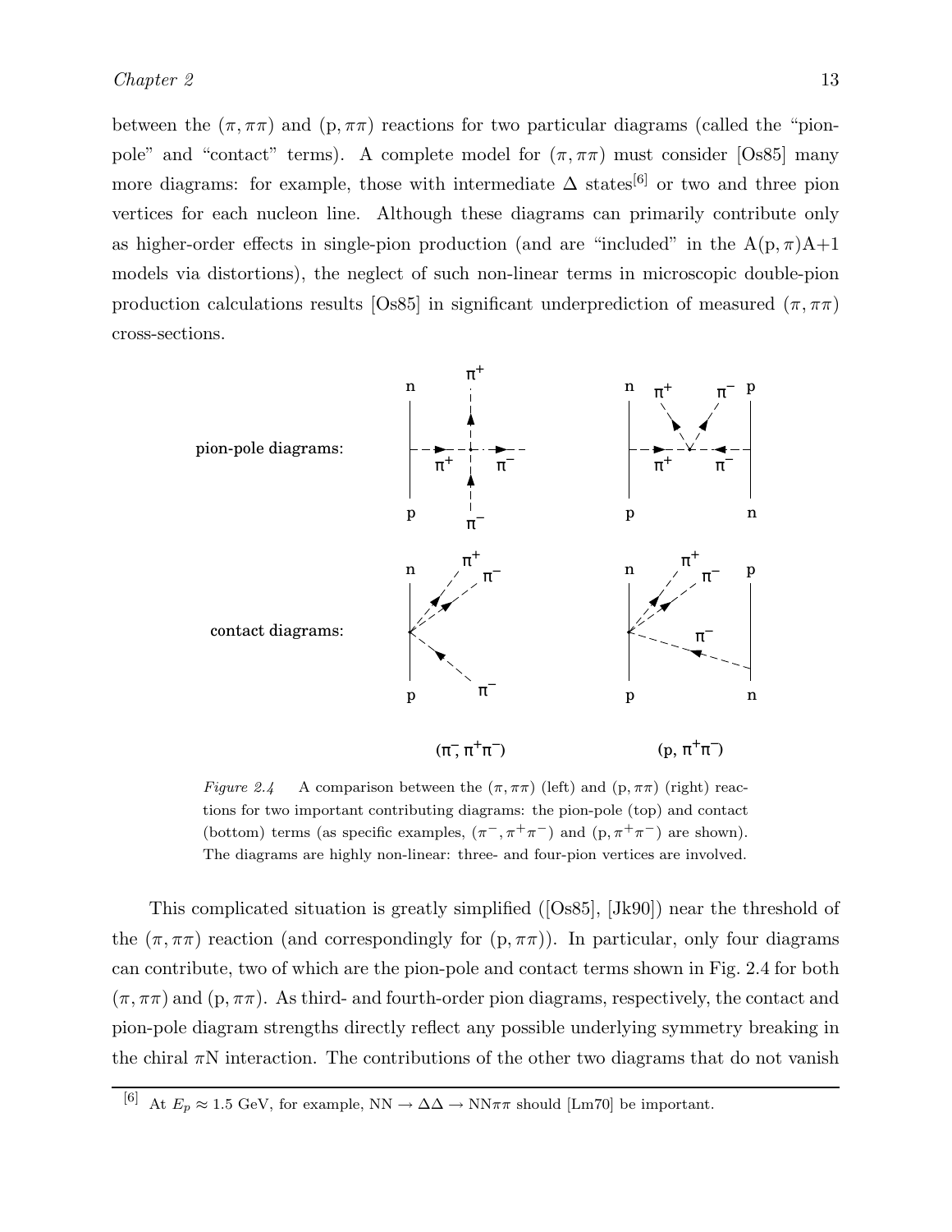between the $(\pi, \pi\pi)$ and $(\mathrm{p}, \pi\pi)$ reactions for two particular diagrams (called the "pion-pole" and "contact" terms). A complete model for $(\pi, \pi\pi)$ must consider [Os85] many more diagrams: for example, those with intermediate $\Delta$ states[6] or two and three pion vertices for each nucleon line. Although these diagrams can primarily contribute only as higher-order effects in single-pion production (and are "included" in the $\mathrm{A}(\mathrm{p}, \pi)\mathrm{A}{+}1$ models via distortions), the neglect of such non-linear terms in microscopic double-pion production calculations results [Os85] in significant underprediction of measured $(\pi, \pi\pi)$ cross-sections.

*Figure 2.4* A comparison between the $(\pi, \pi\pi)$ (left) and $(\mathrm{p}, \pi\pi)$ (right) reactions for two important contributing diagrams: the pion-pole (top) and contact (bottom) terms (as specific examples, $(\pi^-, \pi^+\pi^-)$ and $(\mathrm{p}, \pi^+\pi^-)$ are shown). The diagrams are highly non-linear: three- and four-pion vertices are involved.

This complicated situation is greatly simplified ([Os85], [Jk90]) near the threshold of the $(\pi, \pi\pi)$ reaction (and correspondingly for $(\mathrm{p}, \pi\pi)$). In particular, only four diagrams can contribute, two of which are the pion-pole and contact terms shown in Fig. 2.4 for both $(\pi, \pi\pi)$ and $(\mathrm{p}, \pi\pi)$. As third- and fourth-order pion diagrams, respectively, the contact and pion-pole diagram strengths directly reflect any possible underlying symmetry breaking in the chiral $\pi$N interaction. The contributions of the other two diagrams that do not vanish

[6] At $E_p \approx 1.5$ GeV, for example, $\mathrm{NN} \to \Delta\Delta \to \mathrm{NN}\pi\pi$ should [Lm70] be important.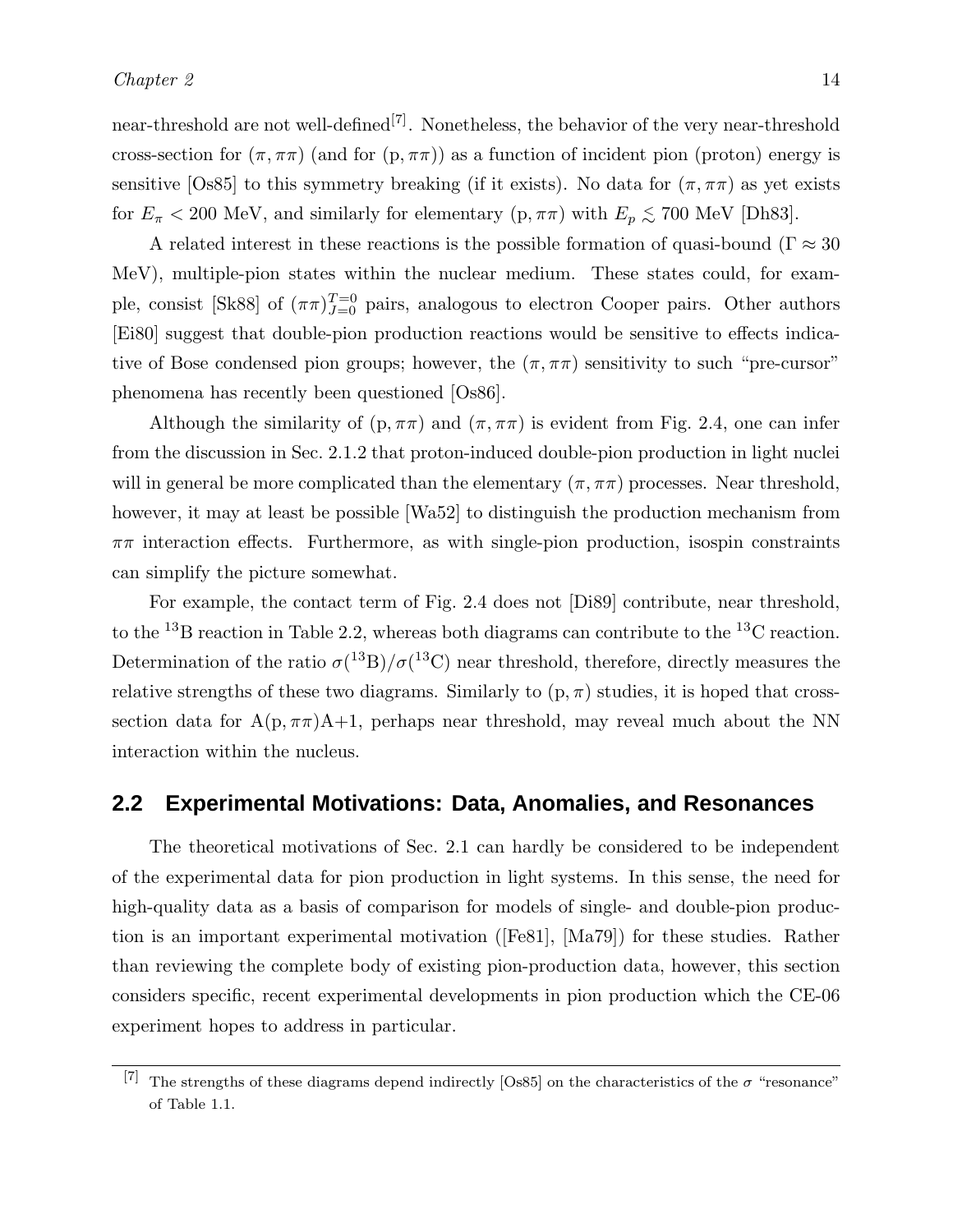near-threshold are not well-defined[7]. Nonetheless, the behavior of the very near-threshold cross-section for $(\pi, \pi\pi)$ (and for $(\mathrm{p}, \pi\pi)$) as a function of incident pion (proton) energy is sensitive [Os85] to this symmetry breaking (if it exists). No data for $(\pi, \pi\pi)$ as yet exists for $E_\pi < 200$ MeV, and similarly for elementary $(\mathrm{p}, \pi\pi)$ with $E_p \lesssim 700$ MeV [Dh83].

A related interest in these reactions is the possible formation of quasi-bound ($\Gamma \approx 30$ MeV), multiple-pion states within the nuclear medium. These states could, for example, consist [Sk88] of $(\pi\pi)^{T=0}_{J=0}$ pairs, analogous to electron Cooper pairs. Other authors [Ei80] suggest that double-pion production reactions would be sensitive to effects indicative of Bose condensed pion groups; however, the $(\pi, \pi\pi)$ sensitivity to such "pre-cursor" phenomena has recently been questioned [Os86].

Although the similarity of $(\mathrm{p}, \pi\pi)$ and $(\pi, \pi\pi)$ is evident from Fig. 2.4, one can infer from the discussion in Sec. 2.1.2 that proton-induced double-pion production in light nuclei will in general be more complicated than the elementary $(\pi, \pi\pi)$ processes. Near threshold, however, it may at least be possible [Wa52] to distinguish the production mechanism from $\pi\pi$ interaction effects. Furthermore, as with single-pion production, isospin constraints can simplify the picture somewhat.

For example, the contact term of Fig. 2.4 does not [Di89] contribute, near threshold, to the $^{13}$B reaction in Table 2.2, whereas both diagrams can contribute to the $^{13}$C reaction. Determination of the ratio $\sigma(^{13}\mathrm{B})/\sigma(^{13}\mathrm{C})$ near threshold, therefore, directly measures the relative strengths of these two diagrams. Similarly to $(\mathrm{p}, \pi)$ studies, it is hoped that cross-section data for $\mathrm{A}(\mathrm{p}, \pi\pi)\mathrm{A}{+}1$, perhaps near threshold, may reveal much about the NN interaction within the nucleus.

## 2.2 Experimental Motivations: Data, Anomalies, and Resonances

The theoretical motivations of Sec. 2.1 can hardly be considered to be independent of the experimental data for pion production in light systems. In this sense, the need for high-quality data as a basis of comparison for models of single- and double-pion production is an important experimental motivation ([Fe81], [Ma79]) for these studies. Rather than reviewing the complete body of existing pion-production data, however, this section considers specific, recent experimental developments in pion production which the CE-06 experiment hopes to address in particular.

[7] The strengths of these diagrams depend indirectly [Os85] on the characteristics of the $\sigma$ "resonance" of Table 1.1.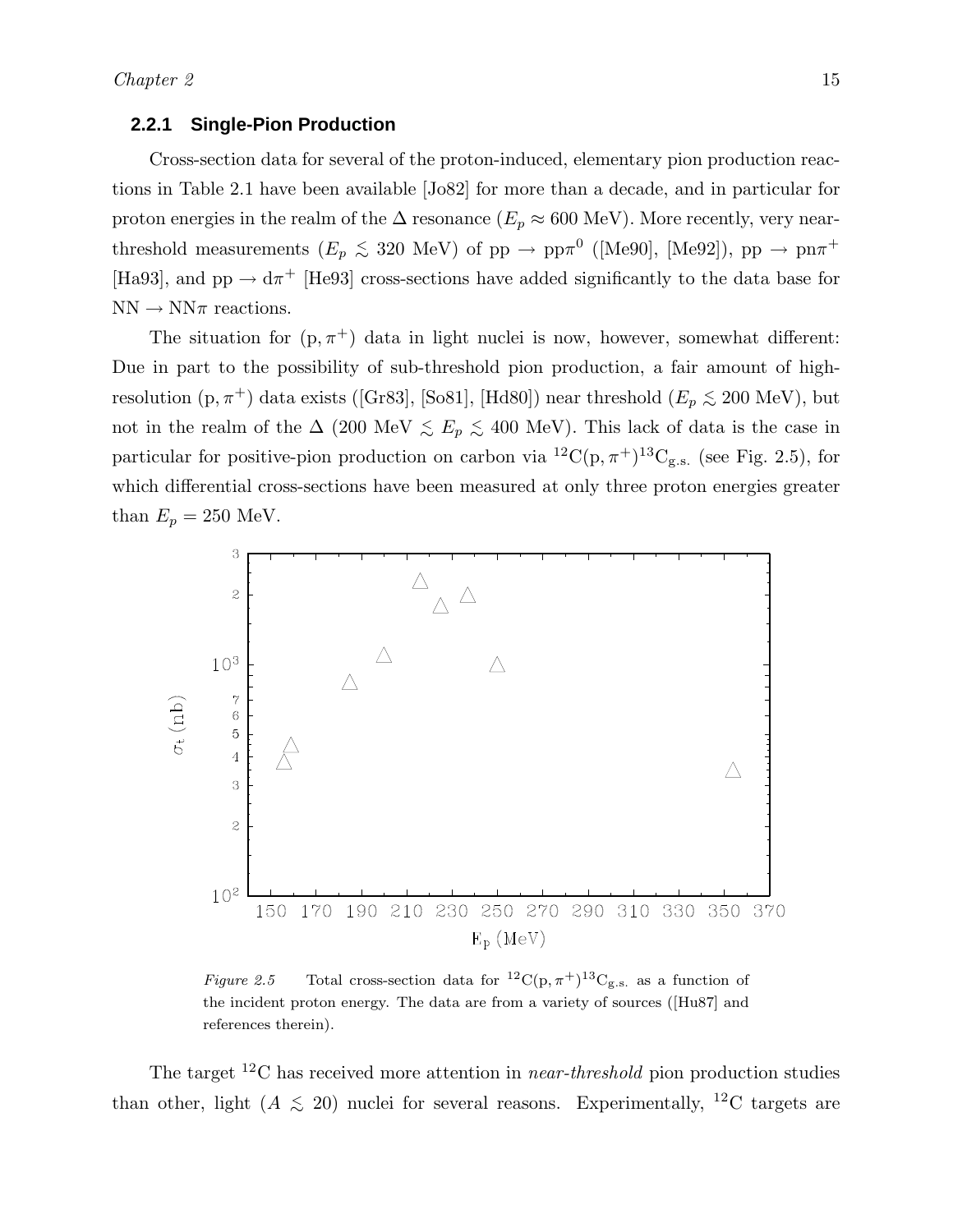### 2.2.1 Single-Pion Production

Cross-section data for several of the proton-induced, elementary pion production reactions in Table 2.1 have been available [Jo82] for more than a decade, and in particular for proton energies in the realm of the $\Delta$ resonance ($E_p \approx 600$ MeV). More recently, very near-threshold measurements ($E_p \lesssim 320$ MeV) of pp $\rightarrow$ pp$\pi^0$ ([Me90], [Me92]), pp $\rightarrow$ pn$\pi^+$ [Ha93], and pp $\rightarrow$ d$\pi^+$ [He93] cross-sections have added significantly to the data base for NN $\rightarrow$ NN$\pi$ reactions.

The situation for $(\mathrm{p}, \pi^+)$ data in light nuclei is now, however, somewhat different: Due in part to the possibility of sub-threshold pion production, a fair amount of high-resolution $(\mathrm{p}, \pi^+)$ data exists ([Gr83], [So81], [Hd80]) near threshold ($E_p \lesssim 200$ MeV), but not in the realm of the $\Delta$ (200 MeV $\lesssim E_p \lesssim$ 400 MeV). This lack of data is the case in particular for positive-pion production on carbon via $^{12}\mathrm{C}(\mathrm{p}, \pi^+)^{13}\mathrm{C}_{\mathrm{g.s.}}$ (see Fig. 2.5), for which differential cross-sections have been measured at only three proton energies greater than $E_p = 250$ MeV.

*Figure 2.5* Total cross-section data for $^{12}\mathrm{C}(\mathrm{p}, \pi^+)^{13}\mathrm{C}_{\mathrm{g.s.}}$ as a function of the incident proton energy. The data are from a variety of sources ([Hu87] and references therein).

The target $^{12}$C has received more attention in *near-threshold* pion production studies than other, light ($A \lesssim 20$) nuclei for several reasons. Experimentally, $^{12}$C targets are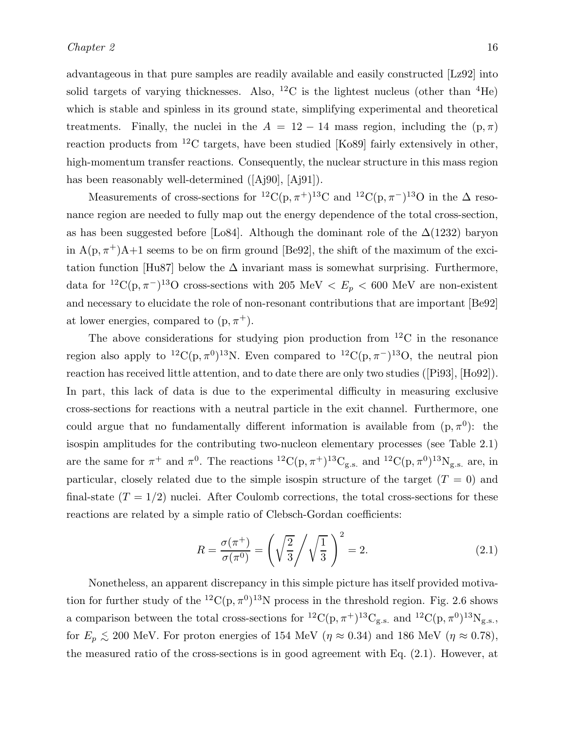advantageous in that pure samples are readily available and easily constructed [Lz92] into solid targets of varying thicknesses. Also, $^{12}$C is the lightest nucleus (other than $^{4}$He) which is stable and spinless in its ground state, simplifying experimental and theoretical treatments. Finally, the nuclei in the $A = 12 - 14$ mass region, including the $(\mathrm{p}, \pi)$ reaction products from $^{12}$C targets, have been studied [Ko89] fairly extensively in other, high-momentum transfer reactions. Consequently, the nuclear structure in this mass region has been reasonably well-determined ([Aj90], [Aj91]).

Measurements of cross-sections for $^{12}\mathrm{C}(\mathrm{p}, \pi^{+})^{13}\mathrm{C}$ and $^{12}\mathrm{C}(\mathrm{p}, \pi^{-})^{13}\mathrm{O}$ in the $\Delta$ resonance region are needed to fully map out the energy dependence of the total cross-section, as has been suggested before [Lo84]. Although the dominant role of the $\Delta(1232)$ baryon in $\mathrm{A}(\mathrm{p}, \pi^{+})\mathrm{A}{+}1$ seems to be on firm ground [Be92], the shift of the maximum of the excitation function [Hu87] below the $\Delta$ invariant mass is somewhat surprising. Furthermore, data for $^{12}\mathrm{C}(\mathrm{p}, \pi^{-})^{13}\mathrm{O}$ cross-sections with 205 MeV $< E_p <$ 600 MeV are non-existent and necessary to elucidate the role of non-resonant contributions that are important [Be92] at lower energies, compared to $(\mathrm{p}, \pi^{+})$.

The above considerations for studying pion production from $^{12}$C in the resonance region also apply to $^{12}\mathrm{C}(\mathrm{p}, \pi^{0})^{13}\mathrm{N}$. Even compared to $^{12}\mathrm{C}(\mathrm{p}, \pi^{-})^{13}\mathrm{O}$, the neutral pion reaction has received little attention, and to date there are only two studies ([Pi93], [Ho92]). In part, this lack of data is due to the experimental difficulty in measuring exclusive cross-sections for reactions with a neutral particle in the exit channel. Furthermore, one could argue that no fundamentally different information is available from $(\mathrm{p}, \pi^{0})$: the isospin amplitudes for the contributing two-nucleon elementary processes (see Table 2.1) are the same for $\pi^{+}$ and $\pi^{0}$. The reactions $^{12}\mathrm{C}(\mathrm{p}, \pi^{+})^{13}\mathrm{C}_{\mathrm{g.s.}}$ and $^{12}\mathrm{C}(\mathrm{p}, \pi^{0})^{13}\mathrm{N}_{\mathrm{g.s.}}$ are, in particular, closely related due to the simple isospin structure of the target ($T = 0$) and final-state ($T = 1/2$) nuclei. After Coulomb corrections, the total cross-sections for these reactions are related by a simple ratio of Clebsch-Gordan coefficients:

$$R = \frac{\sigma(\pi^{+})}{\sigma(\pi^{0})} = \left( \sqrt{\frac{2}{3}} \bigg/ \sqrt{\frac{1}{3}} \right)^{2} = 2. \tag{2.1}$$

Nonetheless, an apparent discrepancy in this simple picture has itself provided motivation for further study of the $^{12}\mathrm{C}(\mathrm{p}, \pi^{0})^{13}\mathrm{N}$ process in the threshold region. Fig. 2.6 shows a comparison between the total cross-sections for $^{12}\mathrm{C}(\mathrm{p}, \pi^{+})^{13}\mathrm{C}_{\mathrm{g.s.}}$ and $^{12}\mathrm{C}(\mathrm{p}, \pi^{0})^{13}\mathrm{N}_{\mathrm{g.s.}}$, for $E_p \lesssim 200$ MeV. For proton energies of 154 MeV ($\eta \approx 0.34$) and 186 MeV ($\eta \approx 0.78$), the measured ratio of the cross-sections is in good agreement with Eq. (2.1). However, at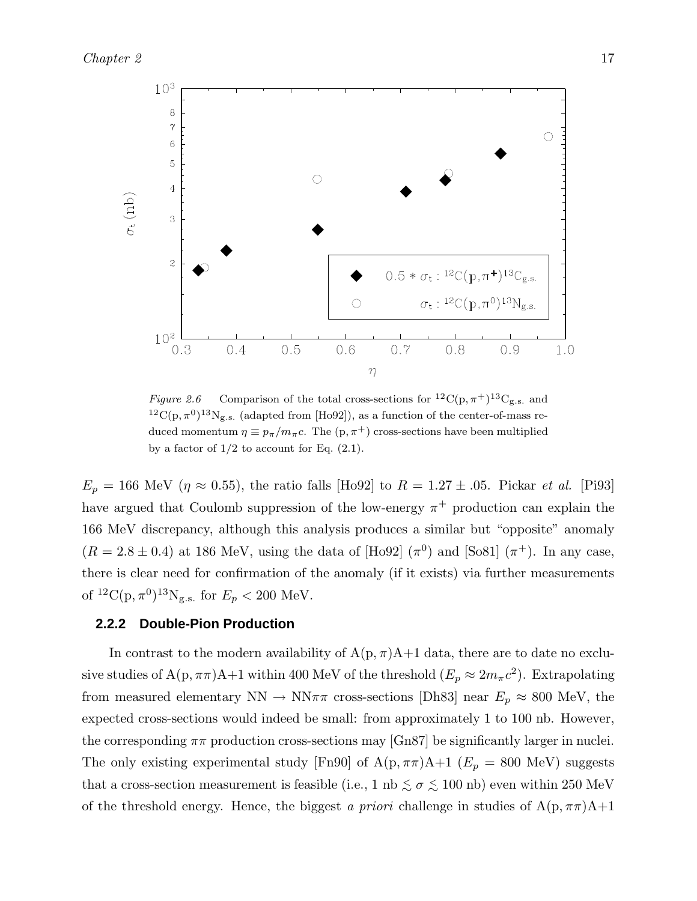*Figure 2.6* Comparison of the total cross-sections for $^{12}C(p,\pi^+)^{13}C_{g.s.}$ and $^{12}C(p,\pi^0)^{13}N_{g.s.}$ (adapted from [Ho92]), as a function of the center-of-mass reduced momentum $\eta \equiv p_\pi/m_\pi c$. The $(p,\pi^+)$ cross-sections have been multiplied by a factor of 1/2 to account for Eq. (2.1).

$E_p = 166$ MeV ($\eta \approx 0.55$), the ratio falls [Ho92] to $R = 1.27 \pm .05$. Pickar *et al.* [Pi93] have argued that Coulomb suppression of the low-energy $\pi^+$ production can explain the 166 MeV discrepancy, although this analysis produces a similar but "opposite" anomaly ($R = 2.8 \pm 0.4$) at 186 MeV, using the data of [Ho92] ($\pi^0$) and [So81] ($\pi^+$). In any case, there is clear need for confirmation of the anomaly (if it exists) via further measurements of $^{12}C(p,\pi^0)^{13}N_{g.s.}$ for $E_p < 200$ MeV.

### 2.2.2 Double-Pion Production

In contrast to the modern availability of $A(p,\pi)A{+}1$ data, there are to date no exclusive studies of $A(p,\pi\pi)A{+}1$ within 400 MeV of the threshold ($E_p \approx 2m_\pi c^2$). Extrapolating from measured elementary $NN \rightarrow NN\pi\pi$ cross-sections [Dh83] near $E_p \approx 800$ MeV, the expected cross-sections would indeed be small: from approximately 1 to 100 nb. However, the corresponding $\pi\pi$ production cross-sections may [Gn87] be significantly larger in nuclei. The only existing experimental study [Fn90] of $A(p,\pi\pi)A{+}1$ ($E_p = 800$ MeV) suggests that a cross-section measurement is feasible (i.e., 1 nb $\lesssim \sigma \lesssim$ 100 nb) even within 250 MeV of the threshold energy. Hence, the biggest *a priori* challenge in studies of $A(p,\pi\pi)A{+}1$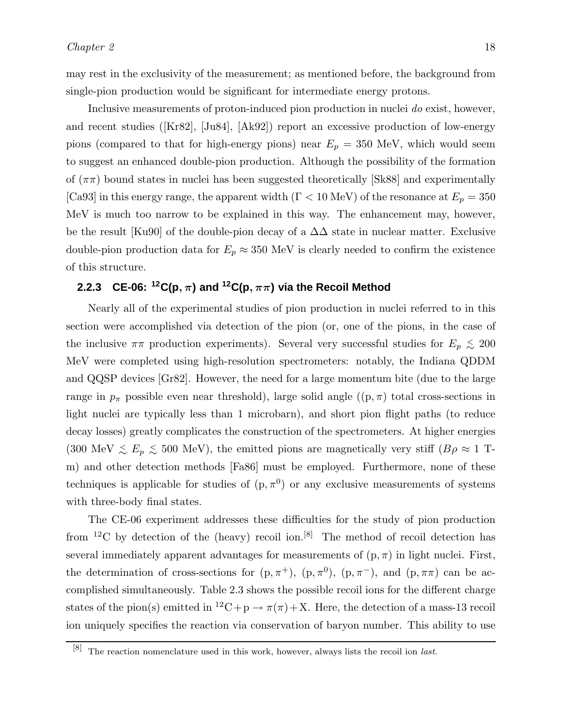may rest in the exclusivity of the measurement; as mentioned before, the background from single-pion production would be significant for intermediate energy protons.

Inclusive measurements of proton-induced pion production in nuclei *do* exist, however, and recent studies ([Kr82], [Ju84], [Ak92]) report an excessive production of low-energy pions (compared to that for high-energy pions) near $E_p = 350$ MeV, which would seem to suggest an enhanced double-pion production. Although the possibility of the formation of $(\pi\pi)$ bound states in nuclei has been suggested theoretically [Sk88] and experimentally [Ca93] in this energy range, the apparent width ($\Gamma < 10$ MeV) of the resonance at $E_p = 350$ MeV is much too narrow to be explained in this way. The enhancement may, however, be the result [Ku90] of the double-pion decay of a $\Delta\Delta$ state in nuclear matter. Exclusive double-pion production data for $E_p \approx 350$ MeV is clearly needed to confirm the existence of this structure.

### 2.2.3 CE-06: $^{12}$C(p, $\pi$) and $^{12}$C(p, $\pi\pi$) via the Recoil Method

Nearly all of the experimental studies of pion production in nuclei referred to in this section were accomplished via detection of the pion (or, one of the pions, in the case of the inclusive $\pi\pi$ production experiments). Several very successful studies for $E_p \lesssim 200$ MeV were completed using high-resolution spectrometers: notably, the Indiana QDDM and QQSP devices [Gr82]. However, the need for a large momentum bite (due to the large range in $p_\pi$ possible even near threshold), large solid angle ($(\mathrm{p}, \pi)$ total cross-sections in light nuclei are typically less than 1 microbarn), and short pion flight paths (to reduce decay losses) greatly complicates the construction of the spectrometers. At higher energies (300 MeV $\lesssim E_p \lesssim$ 500 MeV), the emitted pions are magnetically very stiff ($B\rho \approx 1$ T-m) and other detection methods [Fa86] must be employed. Furthermore, none of these techniques is applicable for studies of $(\mathrm{p}, \pi^0)$ or any exclusive measurements of systems with three-body final states.

The CE-06 experiment addresses these difficulties for the study of pion production from $^{12}$C by detection of the (heavy) recoil ion.[8] The method of recoil detection has several immediately apparent advantages for measurements of $(\mathrm{p}, \pi)$ in light nuclei. First, the determination of cross-sections for $(\mathrm{p}, \pi^+)$, $(\mathrm{p}, \pi^0)$, $(\mathrm{p}, \pi^-)$, and $(\mathrm{p}, \pi\pi)$ can be accomplished simultaneously. Table 2.3 shows the possible recoil ions for the different charge states of the pion(s) emitted in $^{12}\mathrm{C} + \mathrm{p} \rightarrow \pi(\pi) + \mathrm{X}$. Here, the detection of a mass-13 recoil ion uniquely specifies the reaction via conservation of baryon number. This ability to use

[8] The reaction nomenclature used in this work, however, always lists the recoil ion *last*.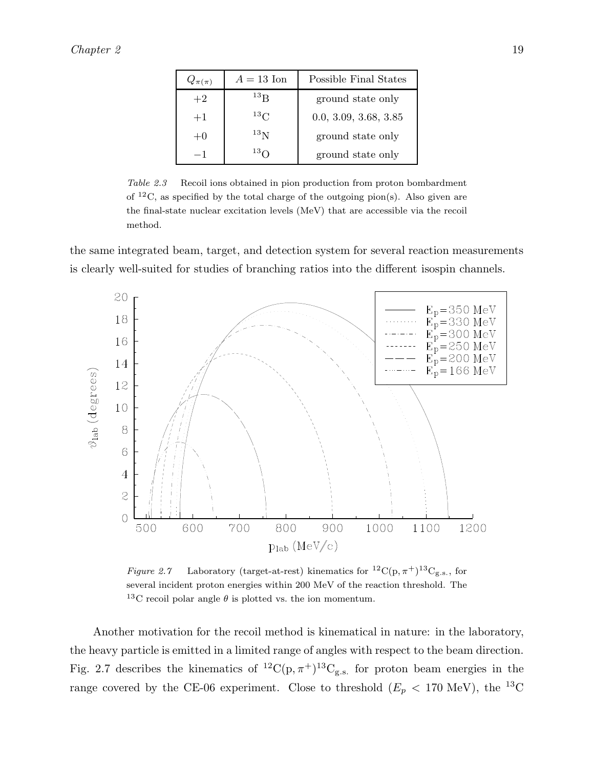| $Q_{\pi(\pi)}$ | $A = 13$ Ion | Possible Final States |
|---|---|---|
| +2 | $^{13}$B | ground state only |
| +1 | $^{13}$C | 0.0, 3.09, 3.68, 3.85 |
| +0 | $^{13}$N | ground state only |
| −1 | $^{13}$O | ground state only |

*Table 2.3* Recoil ions obtained in pion production from proton bombardment of $^{12}$C, as specified by the total charge of the outgoing pion(s). Also given are the final-state nuclear excitation levels (MeV) that are accessible via the recoil method.

the same integrated beam, target, and detection system for several reaction measurements is clearly well-suited for studies of branching ratios into the different isospin channels.

*Figure 2.7* Laboratory (target-at-rest) kinematics for $^{12}\mathrm{C}(\mathrm{p},\pi^+)^{13}\mathrm{C}_{\mathrm{g.s.}}$, for several incident proton energies within 200 MeV of the reaction threshold. The $^{13}$C recoil polar angle $\theta$ is plotted vs. the ion momentum.

Another motivation for the recoil method is kinematical in nature: in the laboratory, the heavy particle is emitted in a limited range of angles with respect to the beam direction. Fig. 2.7 describes the kinematics of $^{12}\mathrm{C}(\mathrm{p},\pi^+)^{13}\mathrm{C}_{\mathrm{g.s.}}$ for proton beam energies in the range covered by the CE-06 experiment. Close to threshold ($E_p < 170$ MeV), the $^{13}$C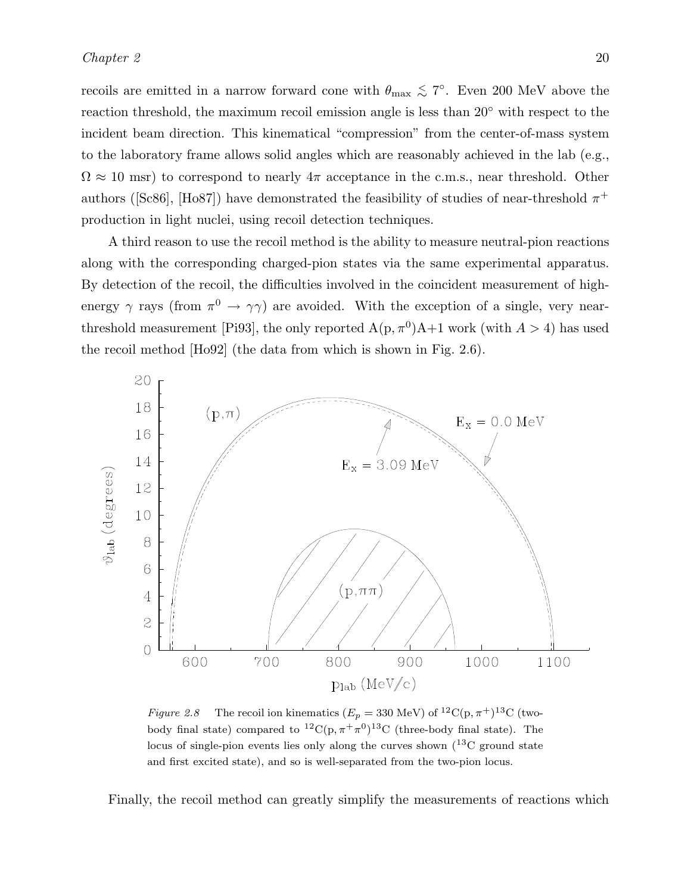recoils are emitted in a narrow forward cone with $\theta_{\max} \lesssim 7°$. Even 200 MeV above the reaction threshold, the maximum recoil emission angle is less than 20° with respect to the incident beam direction. This kinematical "compression" from the center-of-mass system to the laboratory frame allows solid angles which are reasonably achieved in the lab (e.g., $\Omega \approx 10$ msr) to correspond to nearly $4\pi$ acceptance in the c.m.s., near threshold. Other authors ([Sc86], [Ho87]) have demonstrated the feasibility of studies of near-threshold $\pi^+$ production in light nuclei, using recoil detection techniques.

A third reason to use the recoil method is the ability to measure neutral-pion reactions along with the corresponding charged-pion states via the same experimental apparatus. By detection of the recoil, the difficulties involved in the coincident measurement of high-energy $\gamma$ rays (from $\pi^0 \rightarrow \gamma\gamma$) are avoided. With the exception of a single, very near-threshold measurement [Pi93], the only reported A(p, $\pi^0$)A+1 work (with $A > 4$) has used the recoil method [Ho92] (the data from which is shown in Fig. 2.6).

*Figure 2.8* The recoil ion kinematics ($E_p = 330$ MeV) of $^{12}$C(p, $\pi^+$)$^{13}$C (two-body final state) compared to $^{12}$C(p, $\pi^+\pi^0$)$^{13}$C (three-body final state). The locus of single-pion events lies only along the curves shown ($^{13}$C ground state and first excited state), and so is well-separated from the two-pion locus.

Finally, the recoil method can greatly simplify the measurements of reactions which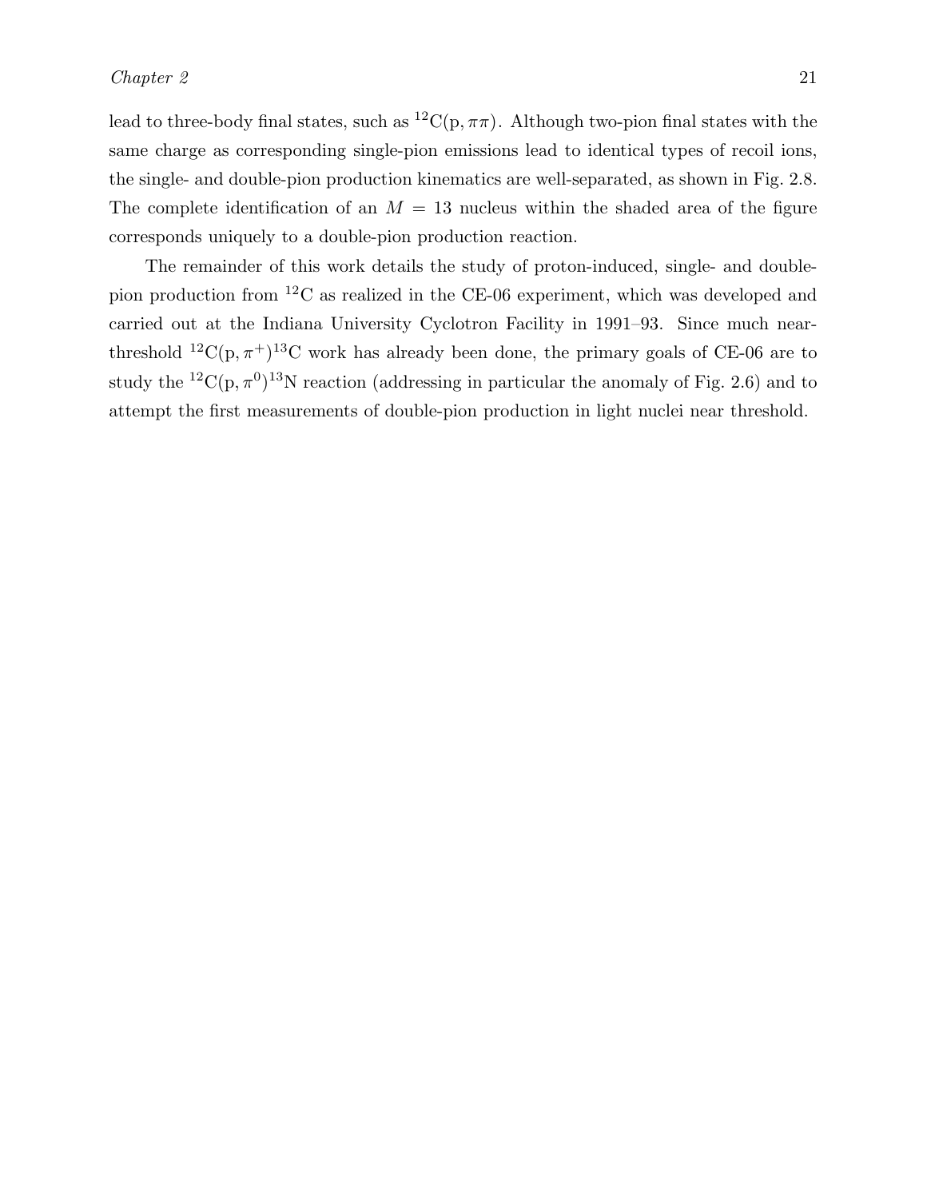lead to three-body final states, such as $^{12}$C(p, $\pi\pi$). Although two-pion final states with the same charge as corresponding single-pion emissions lead to identical types of recoil ions, the single- and double-pion production kinematics are well-separated, as shown in Fig. 2.8. The complete identification of an $M = 13$ nucleus within the shaded area of the figure corresponds uniquely to a double-pion production reaction.

The remainder of this work details the study of proton-induced, single- and double-pion production from $^{12}$C as realized in the CE-06 experiment, which was developed and carried out at the Indiana University Cyclotron Facility in 1991–93. Since much near-threshold $^{12}$C(p, $\pi^+$)$^{13}$C work has already been done, the primary goals of CE-06 are to study the $^{12}$C(p, $\pi^0$)$^{13}$N reaction (addressing in particular the anomaly of Fig. 2.6) and to attempt the first measurements of double-pion production in light nuclei near threshold.